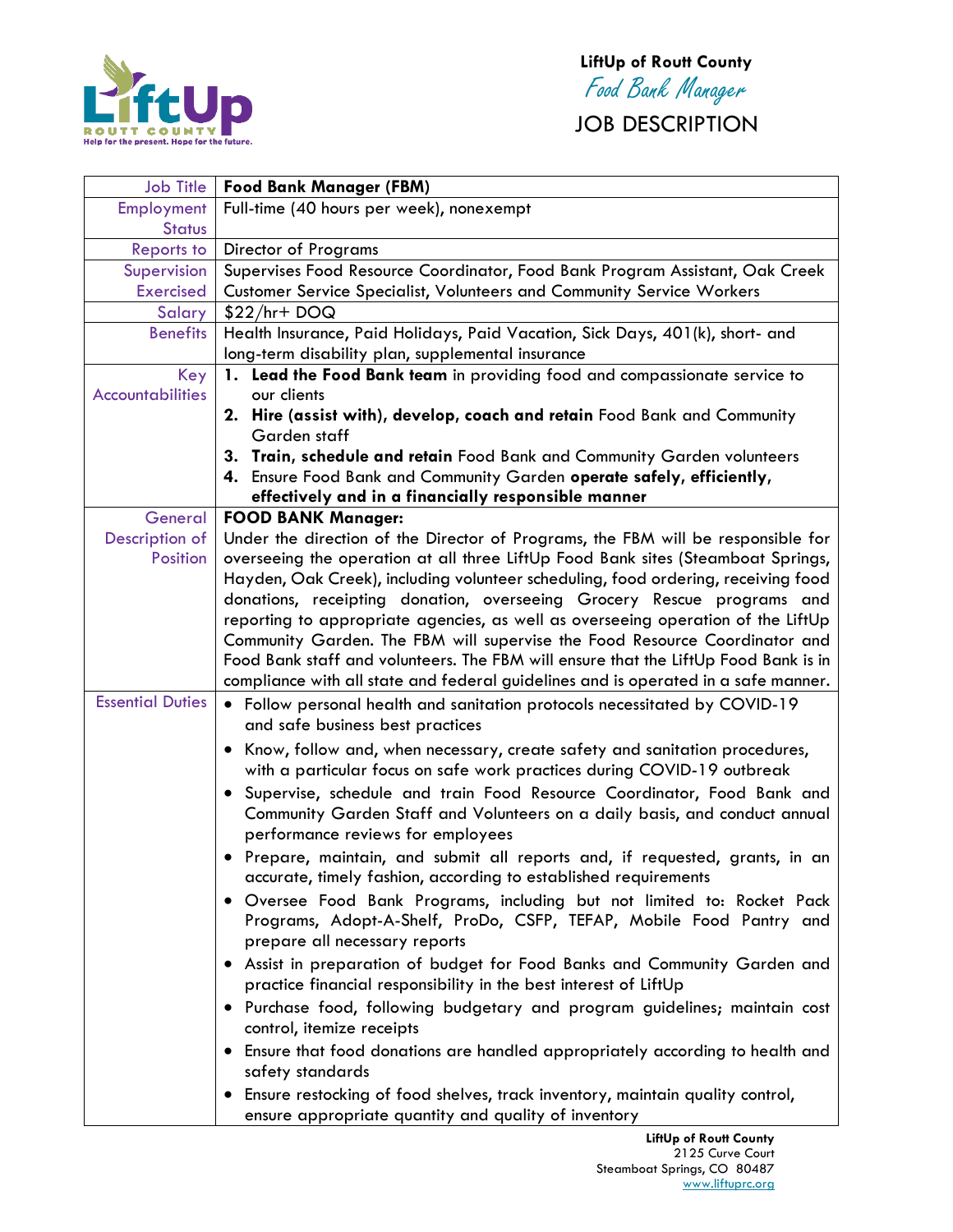**LiftUp of Routt County**

*Food Bank Manager*

# JOB DESCRIPTION

| | |
|---|---|
| Job Title | **Food Bank Manager (FBM)** |
| Employment Status | Full-time (40 hours per week), nonexempt |
| Reports to | Director of Programs |
| Supervision Exercised | Supervises Food Resource Coordinator, Food Bank Program Assistant, Oak Creek Customer Service Specialist, Volunteers and Community Service Workers |
| Salary | $22/hr+ DOQ |
| Benefits | Health Insurance, Paid Holidays, Paid Vacation, Sick Days, 401(k), short- and long-term disability plan, supplemental insurance |
| Key Accountabilities | 1. **Lead the Food Bank team** in providing food and compassionate service to our clients<br>2. **Hire (assist with), develop, coach and retain** Food Bank and Community Garden staff<br>3. **Train, schedule and retain** Food Bank and Community Garden volunteers<br>4. Ensure Food Bank and Community Garden **operate safely, efficiently, effectively and in a financially responsible manner** |
| General Description of Position | **FOOD BANK Manager:**<br>Under the direction of the Director of Programs, the FBM will be responsible for overseeing the operation at all three LiftUp Food Bank sites (Steamboat Springs, Hayden, Oak Creek), including volunteer scheduling, food ordering, receiving food donations, receipting donation, overseeing Grocery Rescue programs and reporting to appropriate agencies, as well as overseeing operation of the LiftUp Community Garden. The FBM will supervise the Food Resource Coordinator and Food Bank staff and volunteers. The FBM will ensure that the LiftUp Food Bank is in compliance with all state and federal guidelines and is operated in a safe manner. |
| Essential Duties | • Follow personal health and sanitation protocols necessitated by COVID-19 and safe business best practices<br>• Know, follow and, when necessary, create safety and sanitation procedures, with a particular focus on safe work practices during COVID-19 outbreak<br>• Supervise, schedule and train Food Resource Coordinator, Food Bank and Community Garden Staff and Volunteers on a daily basis, and conduct annual performance reviews for employees<br>• Prepare, maintain, and submit all reports and, if requested, grants, in an accurate, timely fashion, according to established requirements<br>• Oversee Food Bank Programs, including but not limited to: Rocket Pack Programs, Adopt-A-Shelf, ProDo, CSFP, TEFAP, Mobile Food Pantry and prepare all necessary reports<br>• Assist in preparation of budget for Food Banks and Community Garden and practice financial responsibility in the best interest of LiftUp<br>• Purchase food, following budgetary and program guidelines; maintain cost control, itemize receipts<br>• Ensure that food donations are handled appropriately according to health and safety standards<br>• Ensure restocking of food shelves, track inventory, maintain quality control, ensure appropriate quantity and quality of inventory |

**LiftUp of Routt County**
2125 Curve Court
Steamboat Springs, CO 80487
www.liftuprc.org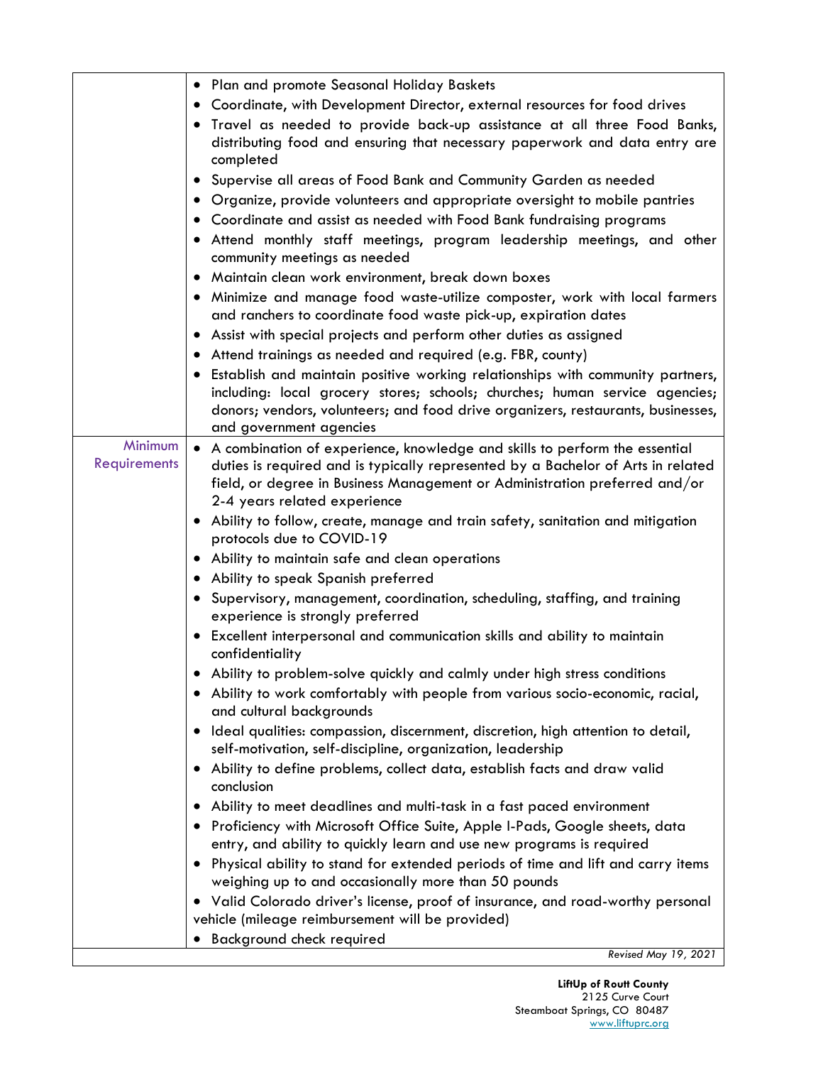| | |
|---|---|
| | • Plan and promote Seasonal Holiday Baskets<br>• Coordinate, with Development Director, external resources for food drives<br>• Travel as needed to provide back-up assistance at all three Food Banks, distributing food and ensuring that necessary paperwork and data entry are completed<br>• Supervise all areas of Food Bank and Community Garden as needed<br>• Organize, provide volunteers and appropriate oversight to mobile pantries<br>• Coordinate and assist as needed with Food Bank fundraising programs<br>• Attend monthly staff meetings, program leadership meetings, and other community meetings as needed<br>• Maintain clean work environment, break down boxes<br>• Minimize and manage food waste-utilize composter, work with local farmers and ranchers to coordinate food waste pick-up, expiration dates<br>• Assist with special projects and perform other duties as assigned<br>• Attend trainings as needed and required (e.g. FBR, county)<br>• Establish and maintain positive working relationships with community partners, including: local grocery stores; schools; churches; human service agencies; donors; vendors, volunteers; and food drive organizers, restaurants, businesses, and government agencies |
| Minimum Requirements | • A combination of experience, knowledge and skills to perform the essential duties is required and is typically represented by a Bachelor of Arts in related field, or degree in Business Management or Administration preferred and/or 2-4 years related experience<br>• Ability to follow, create, manage and train safety, sanitation and mitigation protocols due to COVID-19<br>• Ability to maintain safe and clean operations<br>• Ability to speak Spanish preferred<br>• Supervisory, management, coordination, scheduling, staffing, and training experience is strongly preferred<br>• Excellent interpersonal and communication skills and ability to maintain confidentiality<br>• Ability to problem-solve quickly and calmly under high stress conditions<br>• Ability to work comfortably with people from various socio-economic, racial, and cultural backgrounds<br>• Ideal qualities: compassion, discernment, discretion, high attention to detail, self-motivation, self-discipline, organization, leadership<br>• Ability to define problems, collect data, establish facts and draw valid conclusion<br>• Ability to meet deadlines and multi-task in a fast paced environment<br>• Proficiency with Microsoft Office Suite, Apple I-Pads, Google sheets, data entry, and ability to quickly learn and use new programs is required<br>• Physical ability to stand for extended periods of time and lift and carry items weighing up to and occasionally more than 50 pounds<br>• Valid Colorado driver's license, proof of insurance, and road-worthy personal vehicle (mileage reimbursement will be provided)<br>• Background check required |

*Revised May 19, 2021*

**LiftUp of Routt County**
2125 Curve Court
Steamboat Springs, CO 80487
www.liftuprc.org